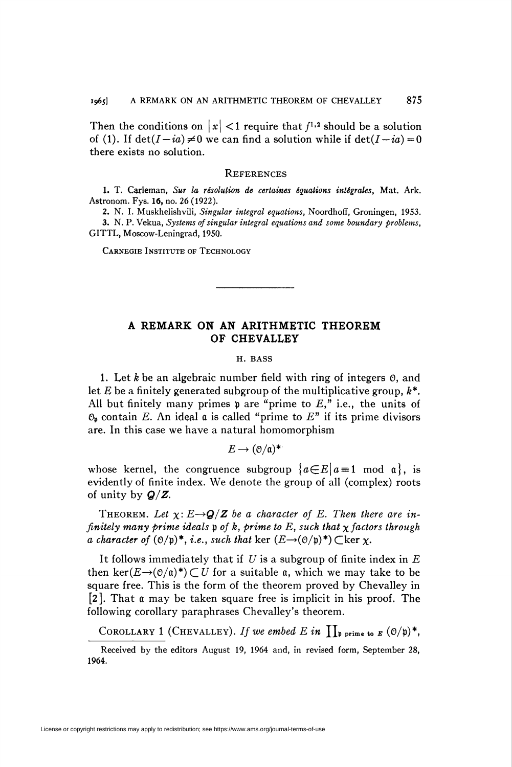Then the conditions on $|x| < 1$ require that $f^{1,2}$ should be a solution of (1). If $\det(I - ia) \neq 0$ we can find a solution while if $\det(I - ia) = 0$ there exists no solution.

## References

1. T. Carleman, *Sur la résolution de certaines équations intégrales*, Mat. Ark. Astronom. Fys. **16**, no. 26 (1922).
2. N. I. Muskhelishvili, *Singular integral equations*, Noordhoff, Groningen, 1953.
3. N. P. Vekua, *Systems of singular integral equations and some boundary problems*, GITTL, Moscow-Leningrad, 1950.

Carnegie Institute of Technology

---

# A REMARK ON AN ARITHMETIC THEOREM OF CHEVALLEY

H. BASS

1. Let $k$ be an algebraic number field with ring of integers $\mathfrak{O}$, and let $E$ be a finitely generated subgroup of the multiplicative group, $k^*$. All but finitely many primes $\mathfrak{p}$ are "prime to $E$," i.e., the units of $\mathfrak{O}_\mathfrak{p}$ contain $E$. An ideal $\mathfrak{a}$ is called "prime to $E$" if its prime divisors are. In this case we have a natural homomorphism

$$E \rightarrow (\mathfrak{O}/\mathfrak{a})^*$$

whose kernel, the congruence subgroup $\{a \in E \mid a \equiv 1 \bmod \mathfrak{a}\}$, is evidently of finite index. We denote the group of all (complex) roots of unity by $\boldsymbol{Q}/\boldsymbol{Z}$.

THEOREM. *Let $\chi: E \rightarrow \boldsymbol{Q}/\boldsymbol{Z}$ be a character of $E$. Then there are infinitely many prime ideals $\mathfrak{p}$ of $k$, prime to $E$, such that $\chi$ factors through a character of $(\mathfrak{O}/\mathfrak{p})^*$, i.e., such that* $\ker(E \rightarrow (\mathfrak{O}/\mathfrak{p})^*) \subset \ker \chi$.

It follows immediately that if $U$ is a subgroup of finite index in $E$ then $\ker(E \rightarrow (\mathfrak{O}/\mathfrak{a})^*) \subset U$ for a suitable $\mathfrak{a}$, which we may take to be square free. This is the form of the theorem proved by Chevalley in [2]. That $\mathfrak{a}$ may be taken square free is implicit in his proof. The following corollary paraphrases Chevalley's theorem.

COROLLARY 1 (CHEVALLEY). *If we embed $E$ in $\prod_{\mathfrak{p} \text{ prime to } E} (\mathfrak{O}/\mathfrak{p})^*$,*

Received by the editors August 19, 1964 and, in revised form, September 28, 1964.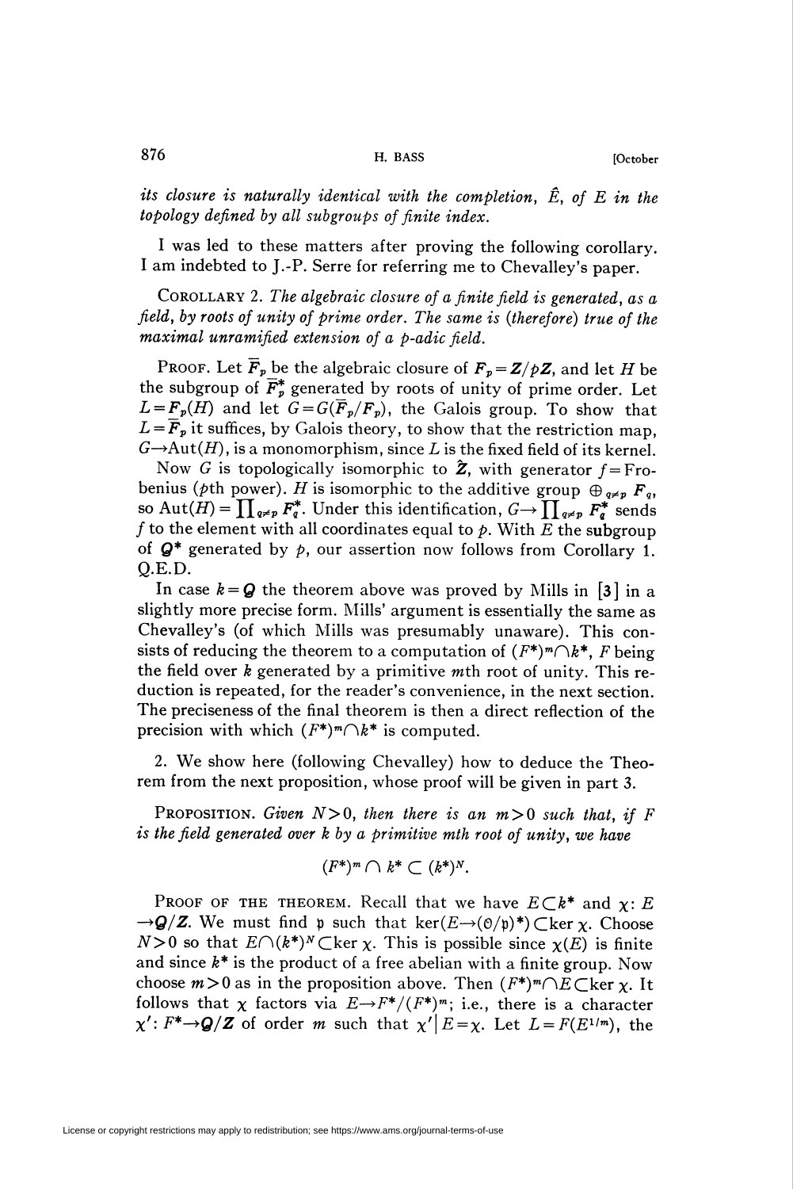*its closure is naturally identical with the completion, $\hat{E}$, of $E$ in the topology defined by all subgroups of finite index.*

I was led to these matters after proving the following corollary. I am indebted to J.-P. Serre for referring me to Chevalley's paper.

COROLLARY 2. *The algebraic closure of a finite field is generated, as a field, by roots of unity of prime order. The same is (therefore) true of the maximal unramified extension of a $p$-adic field.*

PROOF. Let $\overline{\boldsymbol{F}}_p$ be the algebraic closure of $\boldsymbol{F}_p = \boldsymbol{Z}/p\boldsymbol{Z}$, and let $H$ be the subgroup of $\overline{\boldsymbol{F}}_p^*$ generated by roots of unity of prime order. Let $L = \boldsymbol{F}_p(H)$ and let $G = G(\overline{\boldsymbol{F}}_p/\boldsymbol{F}_p)$, the Galois group. To show that $L = \overline{\boldsymbol{F}}_p$ it suffices, by Galois theory, to show that the restriction map, $G \to \mathrm{Aut}(H)$, is a monomorphism, since $L$ is the fixed field of its kernel.

Now $G$ is topologically isomorphic to $\hat{\boldsymbol{Z}}$, with generator $f =$ Frobenius ($p$th power). $H$ is isomorphic to the additive group $\oplus_{q \neq p} \boldsymbol{F}_q$, so $\mathrm{Aut}(H) = \prod_{q \neq p} \boldsymbol{F}_q^*$. Under this identification, $G \to \prod_{q \neq p} \boldsymbol{F}_q^*$ sends $f$ to the element with all coordinates equal to $p$. With $E$ the subgroup of $\boldsymbol{Q}^*$ generated by $p$, our assertion now follows from Corollary 1. Q.E.D.

In case $k = \boldsymbol{Q}$ the theorem above was proved by Mills in [3] in a slightly more precise form. Mills' argument is essentially the same as Chevalley's (of which Mills was presumably unaware). This consists of reducing the theorem to a computation of $(F^*)^m \cap k^*$, $F$ being the field over $k$ generated by a primitive $m$th root of unity. This reduction is repeated, for the reader's convenience, in the next section. The preciseness of the final theorem is then a direct reflection of the precision with which $(F^*)^m \cap k^*$ is computed.

2. We show here (following Chevalley) how to deduce the Theorem from the next proposition, whose proof will be given in part 3.

PROPOSITION. *Given $N > 0$, then there is an $m > 0$ such that, if $F$ is the field generated over $k$ by a primitive $m$th root of unity, we have*

$$(F^*)^m \cap k^* \subset (k^*)^N.$$

PROOF OF THE THEOREM. Recall that we have $E \subset k^*$ and $\chi$: $E \to \boldsymbol{Q}/\boldsymbol{Z}$. We must find $\mathfrak{p}$ such that $\ker(E \to (\mathfrak{O}/\mathfrak{p})^*) \subset \ker \chi$. Choose $N > 0$ so that $E \cap (k^*)^N \subset \ker \chi$. This is possible since $\chi(E)$ is finite and since $k^*$ is the product of a free abelian with a finite group. Now choose $m > 0$ as in the proposition above. Then $(F^*)^m \cap E \subset \ker \chi$. It follows that $\chi$ factors via $E \to F^*/(F^*)^m$; i.e., there is a character $\chi'$: $F^* \to \boldsymbol{Q}/\boldsymbol{Z}$ of order $m$ such that $\chi' | E = \chi$. Let $L = F(E^{1/m})$, the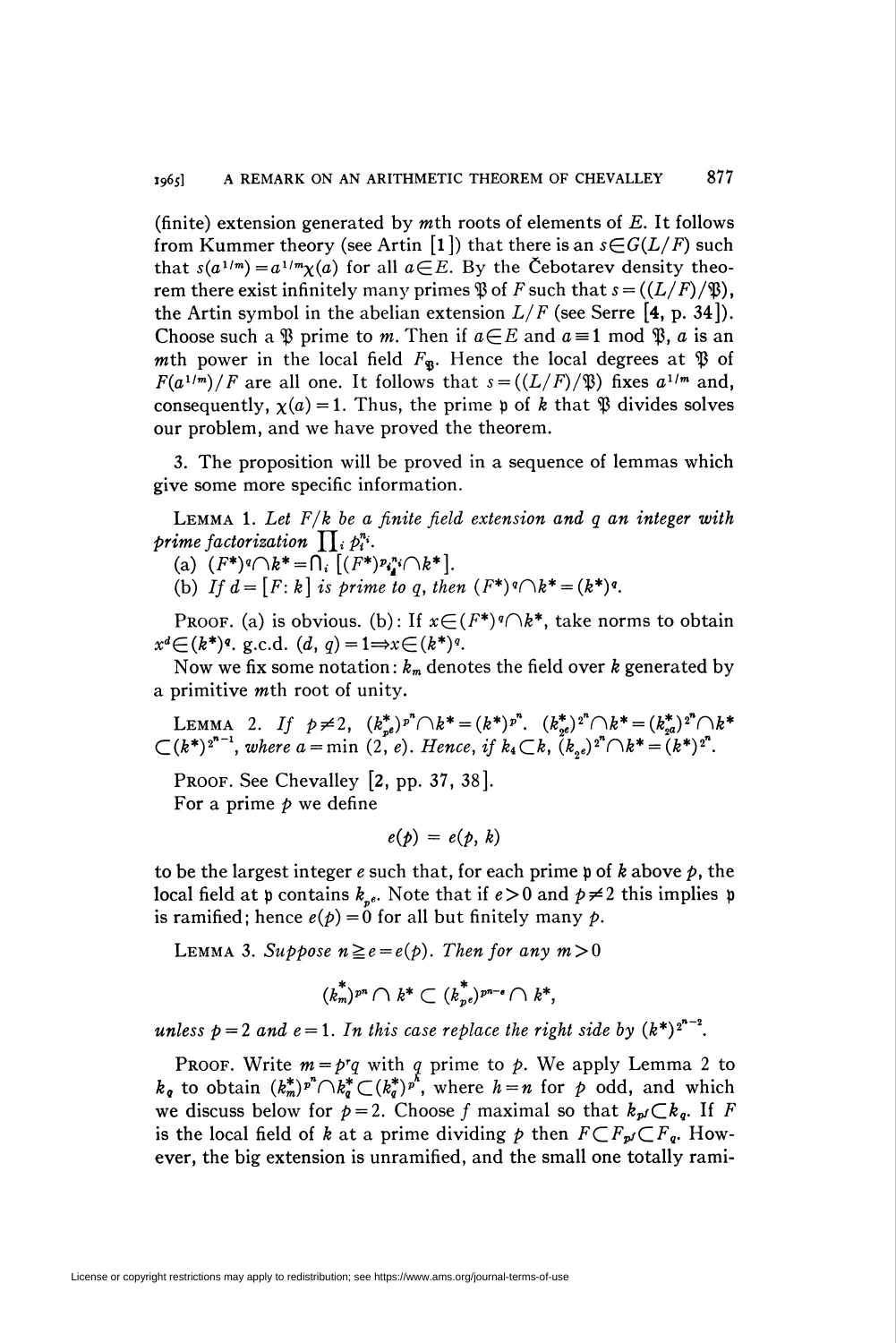(finite) extension generated by $m$th roots of elements of $E$. It follows from Kummer theory (see Artin [1]) that there is an $s \in G(L/F)$ such that $s(a^{1/m}) = a^{1/m}\chi(a)$ for all $a \in E$. By the Čebotarev density theorem there exist infinitely many primes $\mathfrak{P}$ of $F$ such that $s = ((L/F)/\mathfrak{P})$, the Artin symbol in the abelian extension $L/F$ (see Serre [4, p. 34]). Choose such a $\mathfrak{P}$ prime to $m$. Then if $a \in E$ and $a \equiv 1 \bmod \mathfrak{P}$, $a$ is an $m$th power in the local field $F_{\mathfrak{P}}$. Hence the local degrees at $\mathfrak{P}$ of $F(a^{1/m})/F$ are all one. It follows that $s = ((L/F)/\mathfrak{P})$ fixes $a^{1/m}$ and, consequently, $\chi(a) = 1$. Thus, the prime $\mathfrak{p}$ of $k$ that $\mathfrak{P}$ divides solves our problem, and we have proved the theorem.

3. The proposition will be proved in a sequence of lemmas which give some more specific information.

LEMMA 1. *Let $F/k$ be a finite field extension and $q$ an integer with prime factorization $\prod_i p_i^{n_i}$.*

(a) $(F^*)^q \cap k^* = \bigcap_i \left[ (F^*)^{p_i^{n_i}} \cap k^* \right]$.

(b) *If $d = [F:k]$ is prime to $q$, then $(F^*)^q \cap k^* = (k^*)^q$.*

PROOF. (a) is obvious. (b): If $x \in (F^*)^q \cap k^*$, take norms to obtain $x^d \in (k^*)^q$. g.c.d. $(d, q) = 1 \Rightarrow x \in (k^*)^q$.

Now we fix some notation: $k_m$ denotes the field over $k$ generated by a primitive $m$th root of unity.

LEMMA 2. *If $p \neq 2$, $(k_{p^e}^*)^{p^n} \cap k^* = (k^*)^{p^n}$. $(k_{2^e}^*)^{2^n} \cap k^* = (k_{2^a}^*)^{2^n} \cap k^* \subset (k^*)^{2^{n-1}}$, where $a = \min(2, e)$. Hence, if $k_4 \subset k$, $(k_{2^e})^{2^n} \cap k^* = (k^*)^{2^n}$.*

PROOF. See Chevalley [2, pp. 37, 38].

For a prime $p$ we define

$$e(p) = e(p, k)$$

to be the largest integer $e$ such that, for each prime $\mathfrak{p}$ of $k$ above $p$, the local field at $\mathfrak{p}$ contains $k_{p^e}$. Note that if $e > 0$ and $p \neq 2$ this implies $\mathfrak{p}$ is ramified; hence $e(p) = 0$ for all but finitely many $p$.

LEMMA 3. *Suppose $n \geq e = e(p)$. Then for any $m > 0$*

$$(k_m^*)^{p^n} \cap k^* \subset (k_{p^e}^*)^{p^{n-e}} \cap k^*,$$

*unless $p = 2$ and $e = 1$. In this case replace the right side by $(k^*)^{2^{n-2}}$.*

PROOF. Write $m = p^r q$ with $q$ prime to $p$. We apply Lemma 2 to $k_q$ to obtain $(k_m^*)^{p^n} \cap k_q^* \subset (k_q^*)^{p^h}$, where $h = n$ for $p$ odd, and which we discuss below for $p = 2$. Choose $f$ maximal so that $k_{p^f} \subset k_q$. If $F$ is the local field of $k$ at a prime dividing $p$ then $F \subset F_{p^f} \subset F_q$. However, the big extension is unramified, and the small one totally rami-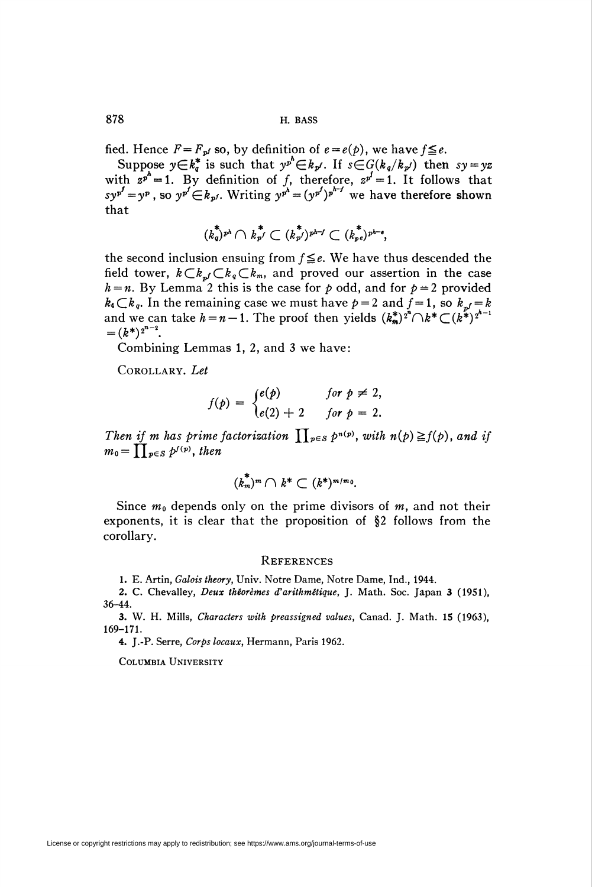fied. Hence $F = F_{p^f}$ so, by definition of $e = e(p)$, we have $f \leqq e$.

Suppose $y \in k_q^*$ is such that $y^{p^h} \in k_{p^f}$. If $s \in G(k_q/k_{p^f})$ then $sy = yz$ with $z^{p^h} = 1$. By definition of $f$, therefore, $z^{p^f} = 1$. It follows that $sy^{p^f} = y^p$, so $y^{p^f} \in k_{p^f}$. Writing $y^{p^h} = (y^{p^f})^{p^{h-f}}$ we have therefore shown that

$$(k_q^*)^{p^h} \cap k_{p^f}^* \subset (k_{p^f}^*)^{p^{h-f}} \subset (k_{p^e}^*)^{p^{h-e}},$$

the second inclusion ensuing from $f \leqq e$. We have thus descended the field tower, $k \subset k_{p^f} \subset k_q \subset k_m$, and proved our assertion in the case $h = n$. By Lemma 2 this is the case for $p$ odd, and for $p = 2$ provided $k_4 \subset k_q$. In the remaining case we must have $p = 2$ and $f = 1$, so $k_{p^f} = k$ and we can take $h = n - 1$. The proof then yields $(k_m^*)^{2^n} \cap k^* \subset (k^*)^{2^{h-1}} = (k^*)^{2^{n-2}}$.

Combining Lemmas 1, 2, and 3 we have:

COROLLARY. *Let*

$$f(p) = \begin{cases} e(p) & \text{for } p \neq 2, \\ e(2) + 2 & \text{for } p = 2. \end{cases}$$

*Then if $m$ has prime factorization $\prod_{p \in S} p^{n(p)}$, with $n(p) \geqq f(p)$, and if $m_0 = \prod_{p \in S} p^{f(p)}$, then*

$$(k_m^*)^m \cap k^* \subset (k^*)^{m/m_0}.$$

Since $m_0$ depends only on the prime divisors of $m$, and not their exponents, it is clear that the proposition of §2 follows from the corollary.

## REFERENCES

1. E. Artin, *Galois theory*, Univ. Notre Dame, Notre Dame, Ind., 1944.

2. C. Chevalley, *Deux théorèmes d'arithmétique*, J. Math. Soc. Japan **3** (1951), 36–44.

3. W. H. Mills, *Characters with preassigned values*, Canad. J. Math. **15** (1963), 169–171.

4. J.-P. Serre, *Corps locaux*, Hermann, Paris 1962.

COLUMBIA UNIVERSITY